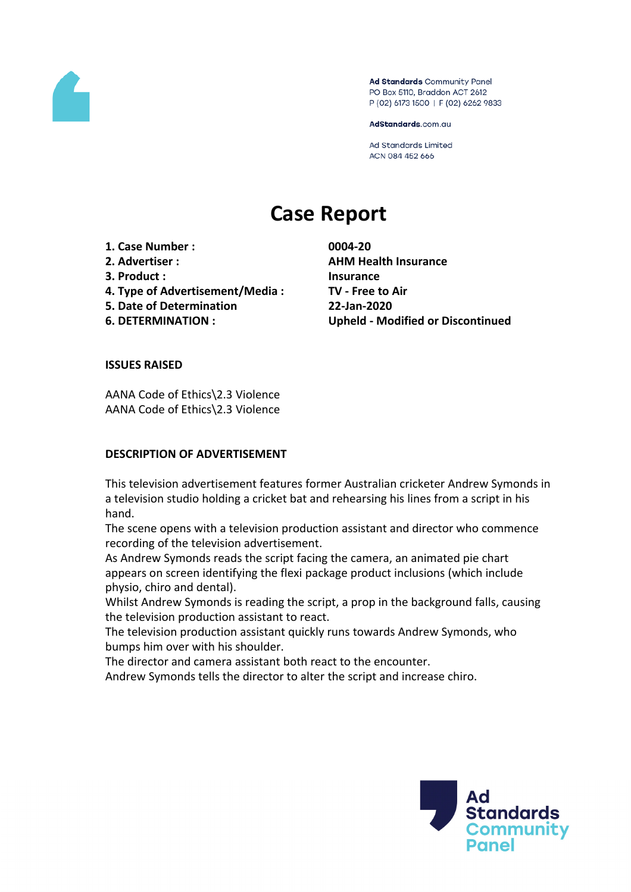Ad Standards Community Panel
PO Box 5110, Braddon ACT 2612
P (02) 6173 1500 | F (02) 6262 9833

AdStandards.com.au

Ad Standards Limited
ACN 084 452 666

# Case Report

| | |
|---|---|
| **1. Case Number :** | **0004-20** |
| **2. Advertiser :** | **AHM Health Insurance** |
| **3. Product :** | **Insurance** |
| **4. Type of Advertisement/Media :** | **TV - Free to Air** |
| **5. Date of Determination** | **22-Jan-2020** |
| **6. DETERMINATION :** | **Upheld - Modified or Discontinued** |

**ISSUES RAISED**

AANA Code of Ethics\2.3 Violence
AANA Code of Ethics\2.3 Violence

**DESCRIPTION OF ADVERTISEMENT**

This television advertisement features former Australian cricketer Andrew Symonds in a television studio holding a cricket bat and rehearsing his lines from a script in his hand.
The scene opens with a television production assistant and director who commence recording of the television advertisement.
As Andrew Symonds reads the script facing the camera, an animated pie chart appears on screen identifying the flexi package product inclusions (which include physio, chiro and dental).
Whilst Andrew Symonds is reading the script, a prop in the background falls, causing the television production assistant to react.
The television production assistant quickly runs towards Andrew Symonds, who bumps him over with his shoulder.
The director and camera assistant both react to the encounter.
Andrew Symonds tells the director to alter the script and increase chiro.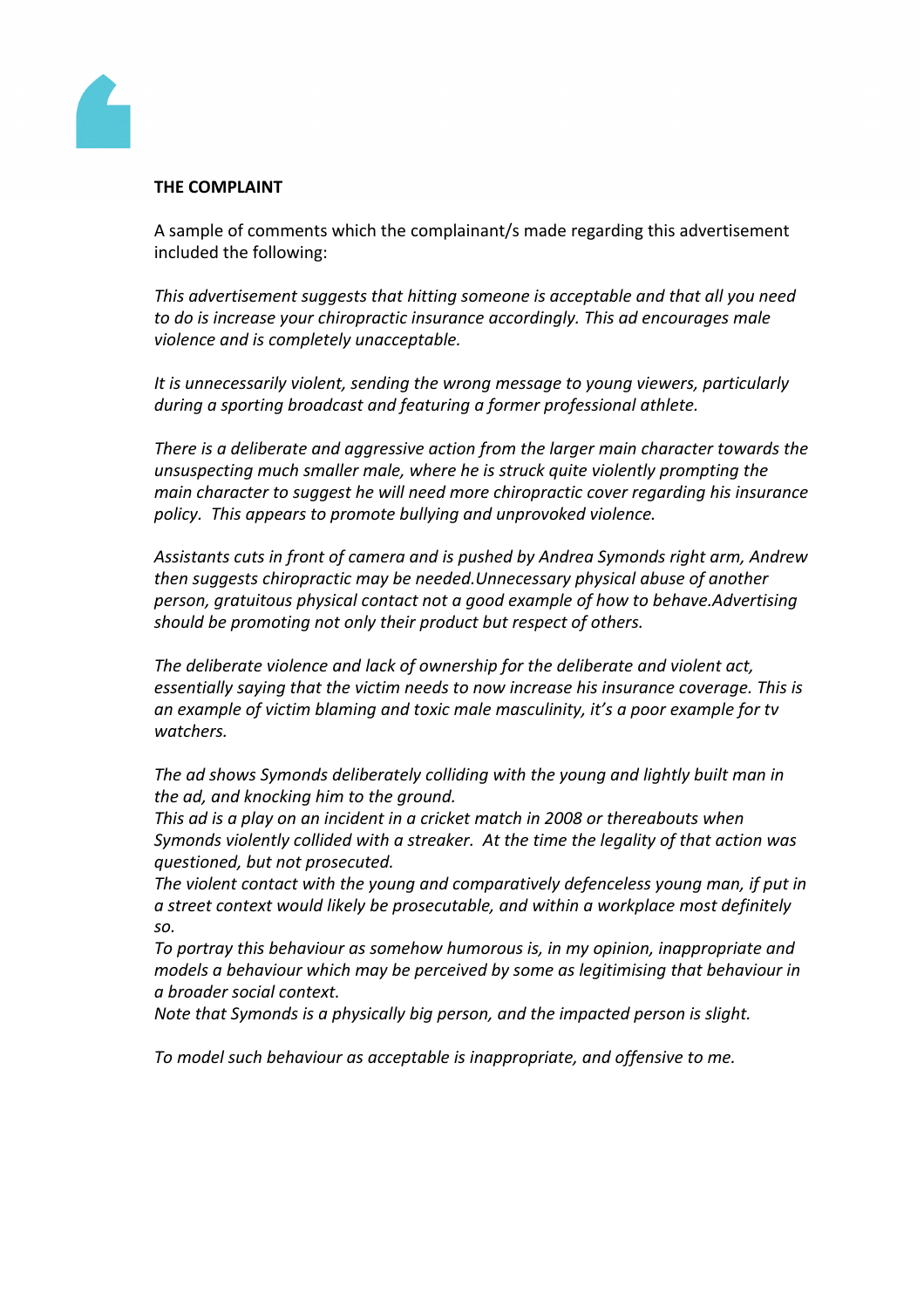**THE COMPLAINT**

A sample of comments which the complainant/s made regarding this advertisement included the following:

*This advertisement suggests that hitting someone is acceptable and that all you need to do is increase your chiropractic insurance accordingly. This ad encourages male violence and is completely unacceptable.*

*It is unnecessarily violent, sending the wrong message to young viewers, particularly during a sporting broadcast and featuring a former professional athlete.*

*There is a deliberate and aggressive action from the larger main character towards the unsuspecting much smaller male, where he is struck quite violently prompting the main character to suggest he will need more chiropractic cover regarding his insurance policy. This appears to promote bullying and unprovoked violence.*

*Assistants cuts in front of camera and is pushed by Andrea Symonds right arm, Andrew then suggests chiropractic may be needed.Unnecessary physical abuse of another person, gratuitous physical contact not a good example of how to behave.Advertising should be promoting not only their product but respect of others.*

*The deliberate violence and lack of ownership for the deliberate and violent act, essentially saying that the victim needs to now increase his insurance coverage. This is an example of victim blaming and toxic male masculinity, it's a poor example for tv watchers.*

*The ad shows Symonds deliberately colliding with the young and lightly built man in the ad, and knocking him to the ground.*
*This ad is a play on an incident in a cricket match in 2008 or thereabouts when Symonds violently collided with a streaker. At the time the legality of that action was questioned, but not prosecuted.*
*The violent contact with the young and comparatively defenceless young man, if put in a street context would likely be prosecutable, and within a workplace most definitely so.*
*To portray this behaviour as somehow humorous is, in my opinion, inappropriate and models a behaviour which may be perceived by some as legitimising that behaviour in a broader social context.*
*Note that Symonds is a physically big person, and the impacted person is slight.*

*To model such behaviour as acceptable is inappropriate, and offensive to me.*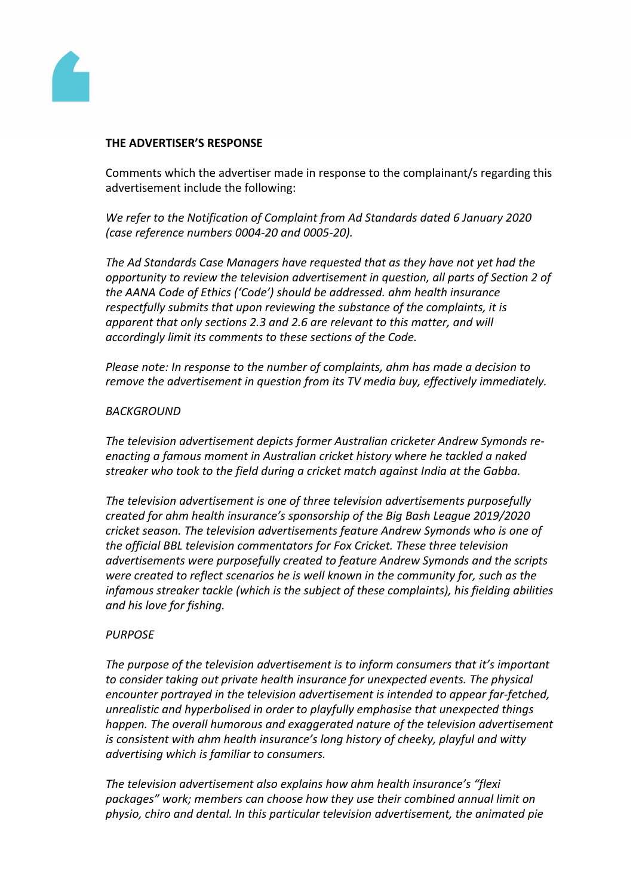**THE ADVERTISER'S RESPONSE**

Comments which the advertiser made in response to the complainant/s regarding this advertisement include the following:

*We refer to the Notification of Complaint from Ad Standards dated 6 January 2020 (case reference numbers 0004-20 and 0005-20).*

*The Ad Standards Case Managers have requested that as they have not yet had the opportunity to review the television advertisement in question, all parts of Section 2 of the AANA Code of Ethics ('Code') should be addressed. ahm health insurance respectfully submits that upon reviewing the substance of the complaints, it is apparent that only sections 2.3 and 2.6 are relevant to this matter, and will accordingly limit its comments to these sections of the Code.*

*Please note: In response to the number of complaints, ahm has made a decision to remove the advertisement in question from its TV media buy, effectively immediately.*

*BACKGROUND*

*The television advertisement depicts former Australian cricketer Andrew Symonds re-enacting a famous moment in Australian cricket history where he tackled a naked streaker who took to the field during a cricket match against India at the Gabba.*

*The television advertisement is one of three television advertisements purposefully created for ahm health insurance's sponsorship of the Big Bash League 2019/2020 cricket season. The television advertisements feature Andrew Symonds who is one of the official BBL television commentators for Fox Cricket. These three television advertisements were purposefully created to feature Andrew Symonds and the scripts were created to reflect scenarios he is well known in the community for, such as the infamous streaker tackle (which is the subject of these complaints), his fielding abilities and his love for fishing.*

*PURPOSE*

*The purpose of the television advertisement is to inform consumers that it's important to consider taking out private health insurance for unexpected events. The physical encounter portrayed in the television advertisement is intended to appear far-fetched, unrealistic and hyperbolised in order to playfully emphasise that unexpected things happen. The overall humorous and exaggerated nature of the television advertisement is consistent with ahm health insurance's long history of cheeky, playful and witty advertising which is familiar to consumers.*

*The television advertisement also explains how ahm health insurance's "flexi packages" work; members can choose how they use their combined annual limit on physio, chiro and dental. In this particular television advertisement, the animated pie*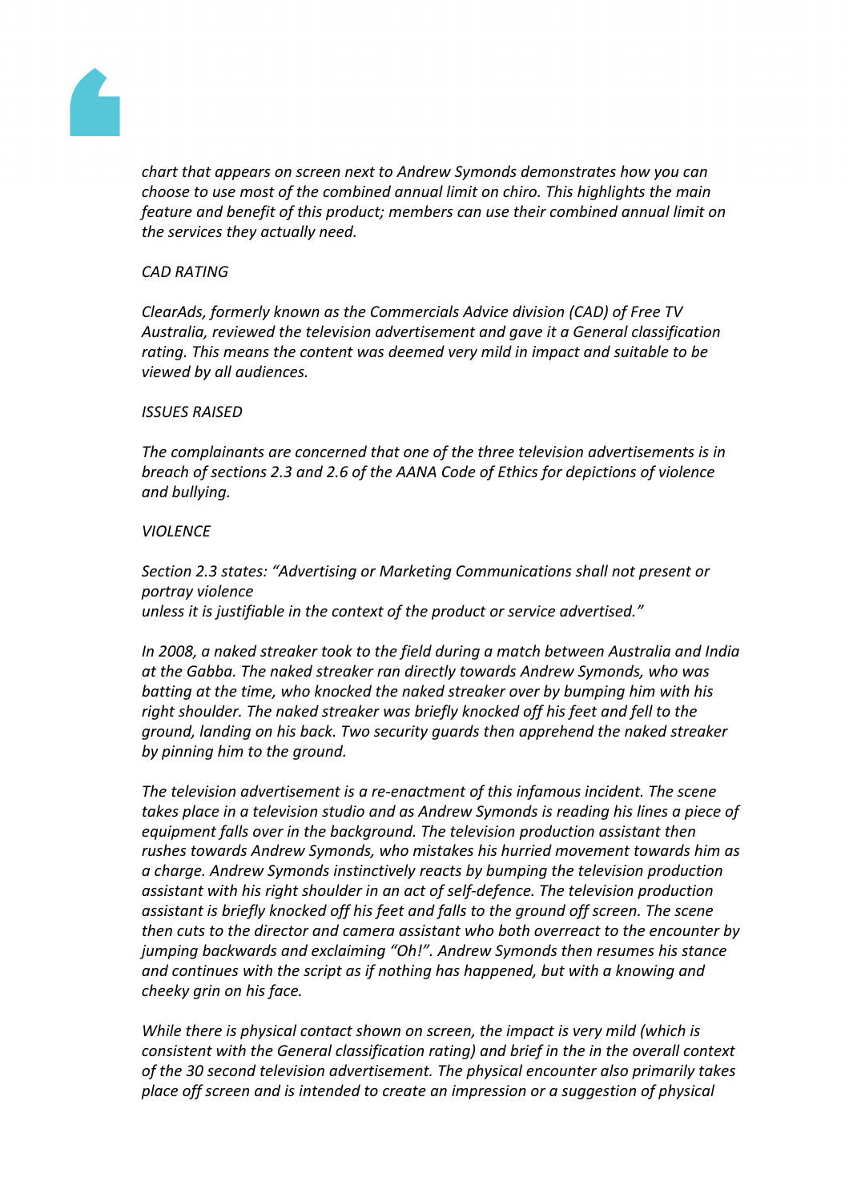*chart that appears on screen next to Andrew Symonds demonstrates how you can choose to use most of the combined annual limit on chiro. This highlights the main feature and benefit of this product; members can use their combined annual limit on the services they actually need.*

*CAD RATING*

*ClearAds, formerly known as the Commercials Advice division (CAD) of Free TV Australia, reviewed the television advertisement and gave it a General classification rating. This means the content was deemed very mild in impact and suitable to be viewed by all audiences.*

*ISSUES RAISED*

*The complainants are concerned that one of the three television advertisements is in breach of sections 2.3 and 2.6 of the AANA Code of Ethics for depictions of violence and bullying.*

*VIOLENCE*

*Section 2.3 states: "Advertising or Marketing Communications shall not present or portray violence unless it is justifiable in the context of the product or service advertised."*

*In 2008, a naked streaker took to the field during a match between Australia and India at the Gabba. The naked streaker ran directly towards Andrew Symonds, who was batting at the time, who knocked the naked streaker over by bumping him with his right shoulder. The naked streaker was briefly knocked off his feet and fell to the ground, landing on his back. Two security guards then apprehend the naked streaker by pinning him to the ground.*

*The television advertisement is a re-enactment of this infamous incident. The scene takes place in a television studio and as Andrew Symonds is reading his lines a piece of equipment falls over in the background. The television production assistant then rushes towards Andrew Symonds, who mistakes his hurried movement towards him as a charge. Andrew Symonds instinctively reacts by bumping the television production assistant with his right shoulder in an act of self-defence. The television production assistant is briefly knocked off his feet and falls to the ground off screen. The scene then cuts to the director and camera assistant who both overreact to the encounter by jumping backwards and exclaiming "Oh!". Andrew Symonds then resumes his stance and continues with the script as if nothing has happened, but with a knowing and cheeky grin on his face.*

*While there is physical contact shown on screen, the impact is very mild (which is consistent with the General classification rating) and brief in the in the overall context of the 30 second television advertisement. The physical encounter also primarily takes place off screen and is intended to create an impression or a suggestion of physical*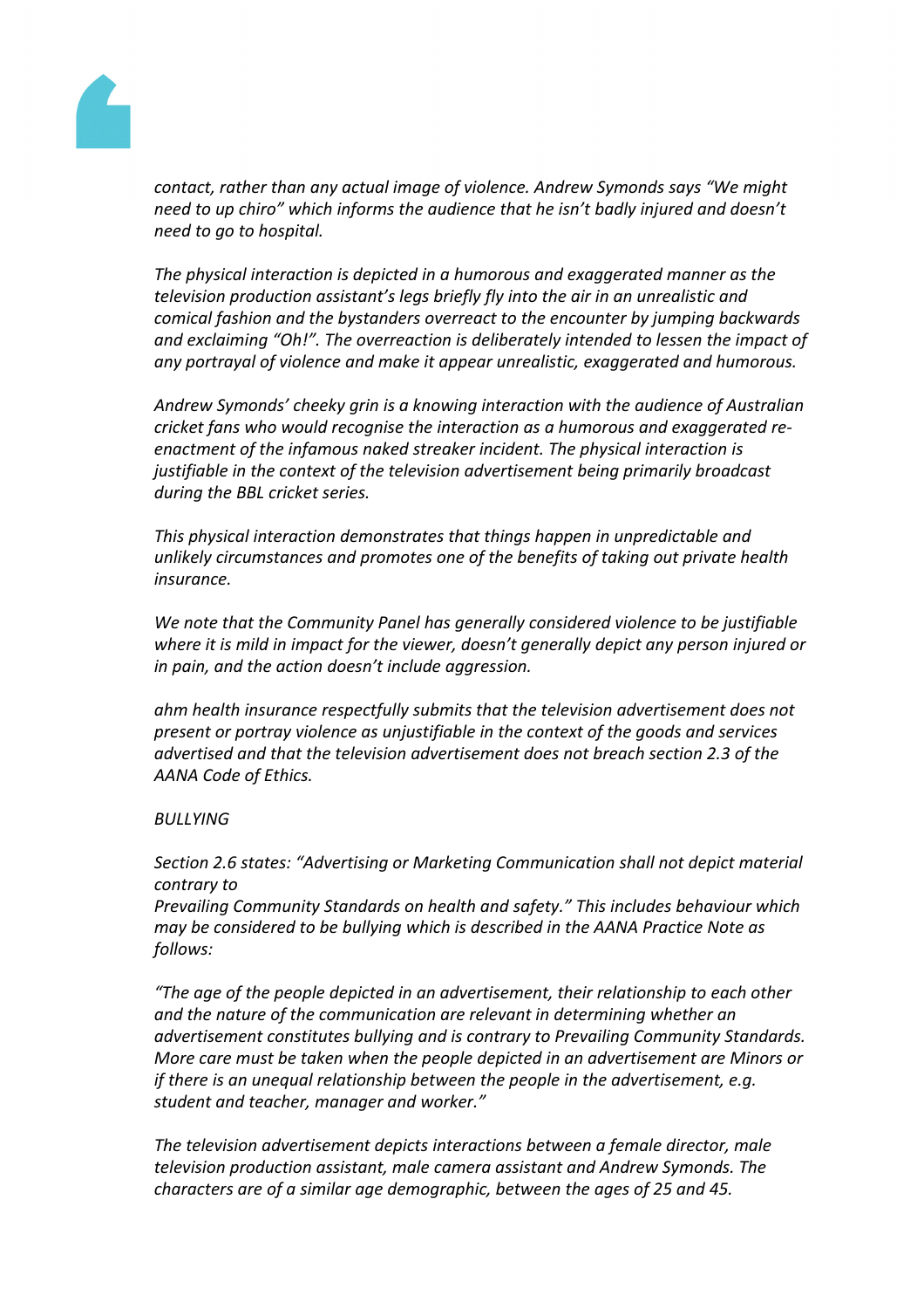*contact, rather than any actual image of violence. Andrew Symonds says "We might need to up chiro" which informs the audience that he isn't badly injured and doesn't need to go to hospital.*

*The physical interaction is depicted in a humorous and exaggerated manner as the television production assistant's legs briefly fly into the air in an unrealistic and comical fashion and the bystanders overreact to the encounter by jumping backwards and exclaiming "Oh!". The overreaction is deliberately intended to lessen the impact of any portrayal of violence and make it appear unrealistic, exaggerated and humorous.*

*Andrew Symonds' cheeky grin is a knowing interaction with the audience of Australian cricket fans who would recognise the interaction as a humorous and exaggerated re-enactment of the infamous naked streaker incident. The physical interaction is justifiable in the context of the television advertisement being primarily broadcast during the BBL cricket series.*

*This physical interaction demonstrates that things happen in unpredictable and unlikely circumstances and promotes one of the benefits of taking out private health insurance.*

*We note that the Community Panel has generally considered violence to be justifiable where it is mild in impact for the viewer, doesn't generally depict any person injured or in pain, and the action doesn't include aggression.*

*ahm health insurance respectfully submits that the television advertisement does not present or portray violence as unjustifiable in the context of the goods and services advertised and that the television advertisement does not breach section 2.3 of the AANA Code of Ethics.*

*BULLYING*

*Section 2.6 states: "Advertising or Marketing Communication shall not depict material contrary to*
*Prevailing Community Standards on health and safety." This includes behaviour which may be considered to be bullying which is described in the AANA Practice Note as follows:*

*"The age of the people depicted in an advertisement, their relationship to each other and the nature of the communication are relevant in determining whether an advertisement constitutes bullying and is contrary to Prevailing Community Standards. More care must be taken when the people depicted in an advertisement are Minors or if there is an unequal relationship between the people in the advertisement, e.g. student and teacher, manager and worker."*

*The television advertisement depicts interactions between a female director, male television production assistant, male camera assistant and Andrew Symonds. The characters are of a similar age demographic, between the ages of 25 and 45.*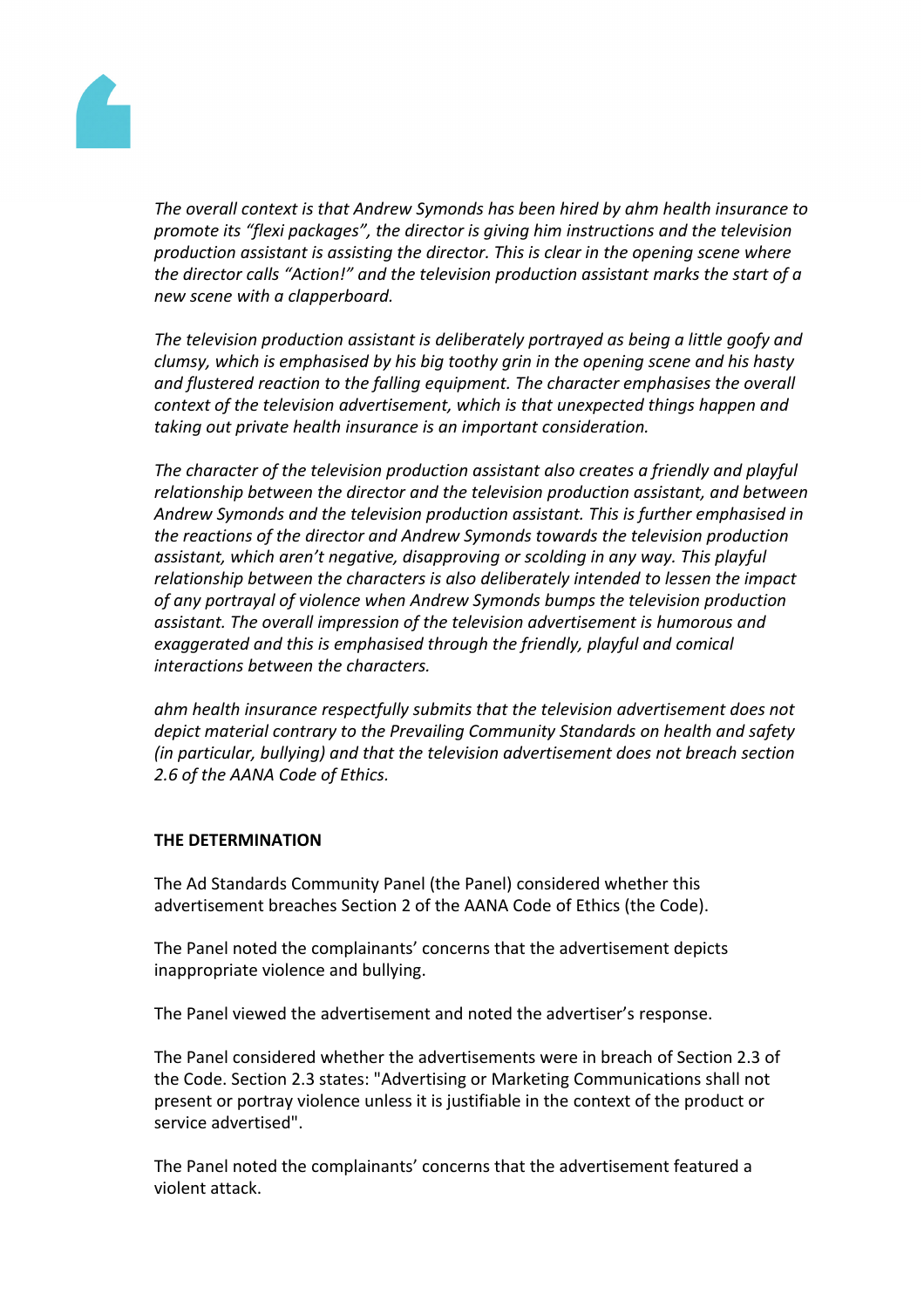*The overall context is that Andrew Symonds has been hired by ahm health insurance to promote its "flexi packages", the director is giving him instructions and the television production assistant is assisting the director. This is clear in the opening scene where the director calls "Action!" and the television production assistant marks the start of a new scene with a clapperboard.*

*The television production assistant is deliberately portrayed as being a little goofy and clumsy, which is emphasised by his big toothy grin in the opening scene and his hasty and flustered reaction to the falling equipment. The character emphasises the overall context of the television advertisement, which is that unexpected things happen and taking out private health insurance is an important consideration.*

*The character of the television production assistant also creates a friendly and playful relationship between the director and the television production assistant, and between Andrew Symonds and the television production assistant. This is further emphasised in the reactions of the director and Andrew Symonds towards the television production assistant, which aren't negative, disapproving or scolding in any way. This playful relationship between the characters is also deliberately intended to lessen the impact of any portrayal of violence when Andrew Symonds bumps the television production assistant. The overall impression of the television advertisement is humorous and exaggerated and this is emphasised through the friendly, playful and comical interactions between the characters.*

*ahm health insurance respectfully submits that the television advertisement does not depict material contrary to the Prevailing Community Standards on health and safety (in particular, bullying) and that the television advertisement does not breach section 2.6 of the AANA Code of Ethics.*

**THE DETERMINATION**

The Ad Standards Community Panel (the Panel) considered whether this advertisement breaches Section 2 of the AANA Code of Ethics (the Code).

The Panel noted the complainants' concerns that the advertisement depicts inappropriate violence and bullying.

The Panel viewed the advertisement and noted the advertiser's response.

The Panel considered whether the advertisements were in breach of Section 2.3 of the Code. Section 2.3 states: "Advertising or Marketing Communications shall not present or portray violence unless it is justifiable in the context of the product or service advertised".

The Panel noted the complainants' concerns that the advertisement featured a violent attack.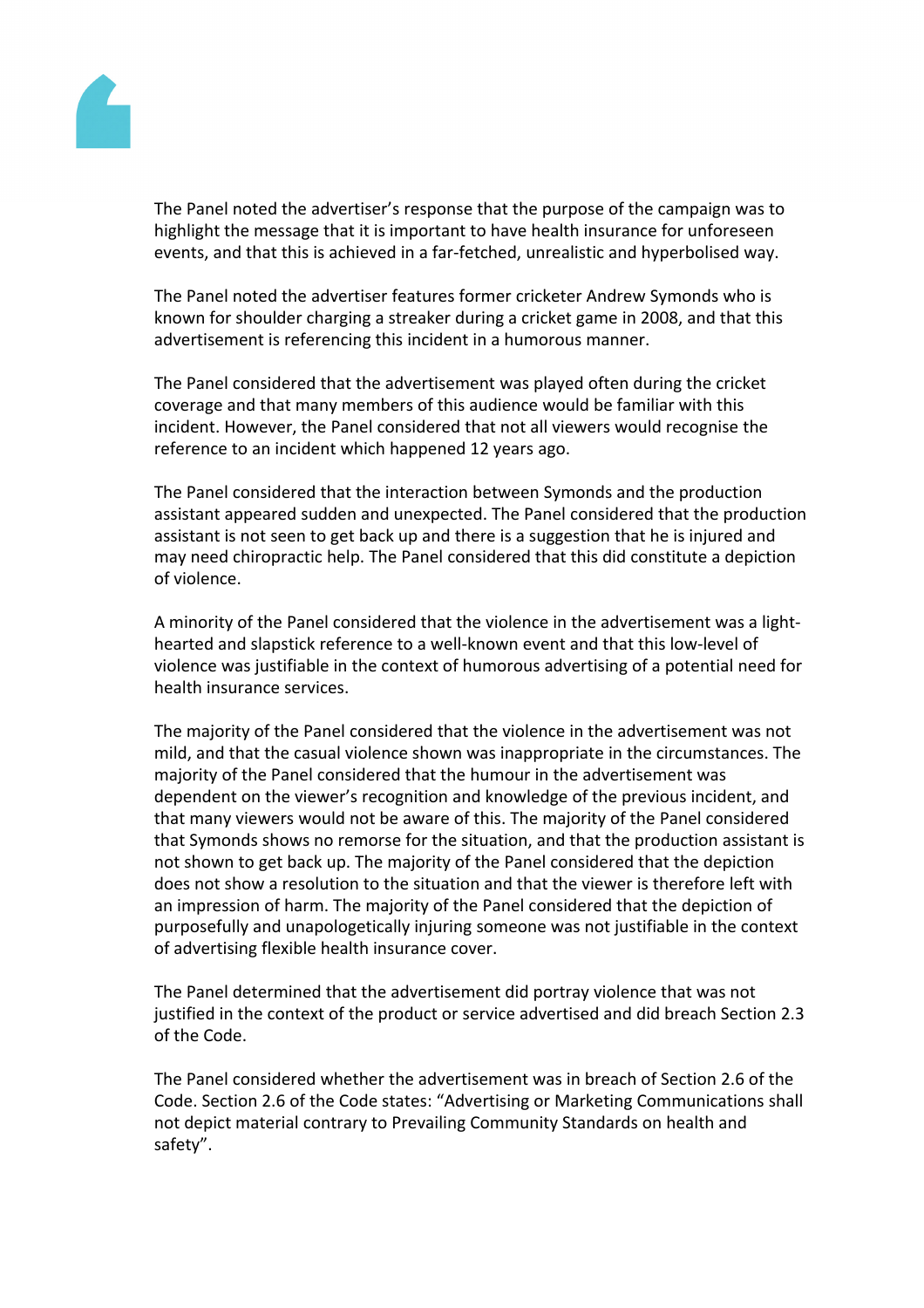The Panel noted the advertiser's response that the purpose of the campaign was to highlight the message that it is important to have health insurance for unforeseen events, and that this is achieved in a far-fetched, unrealistic and hyperbolised way.

The Panel noted the advertiser features former cricketer Andrew Symonds who is known for shoulder charging a streaker during a cricket game in 2008, and that this advertisement is referencing this incident in a humorous manner.

The Panel considered that the advertisement was played often during the cricket coverage and that many members of this audience would be familiar with this incident. However, the Panel considered that not all viewers would recognise the reference to an incident which happened 12 years ago.

The Panel considered that the interaction between Symonds and the production assistant appeared sudden and unexpected. The Panel considered that the production assistant is not seen to get back up and there is a suggestion that he is injured and may need chiropractic help. The Panel considered that this did constitute a depiction of violence.

A minority of the Panel considered that the violence in the advertisement was a light-hearted and slapstick reference to a well-known event and that this low-level of violence was justifiable in the context of humorous advertising of a potential need for health insurance services.

The majority of the Panel considered that the violence in the advertisement was not mild, and that the casual violence shown was inappropriate in the circumstances. The majority of the Panel considered that the humour in the advertisement was dependent on the viewer's recognition and knowledge of the previous incident, and that many viewers would not be aware of this. The majority of the Panel considered that Symonds shows no remorse for the situation, and that the production assistant is not shown to get back up. The majority of the Panel considered that the depiction does not show a resolution to the situation and that the viewer is therefore left with an impression of harm. The majority of the Panel considered that the depiction of purposefully and unapologetically injuring someone was not justifiable in the context of advertising flexible health insurance cover.

The Panel determined that the advertisement did portray violence that was not justified in the context of the product or service advertised and did breach Section 2.3 of the Code.

The Panel considered whether the advertisement was in breach of Section 2.6 of the Code. Section 2.6 of the Code states: "Advertising or Marketing Communications shall not depict material contrary to Prevailing Community Standards on health and safety".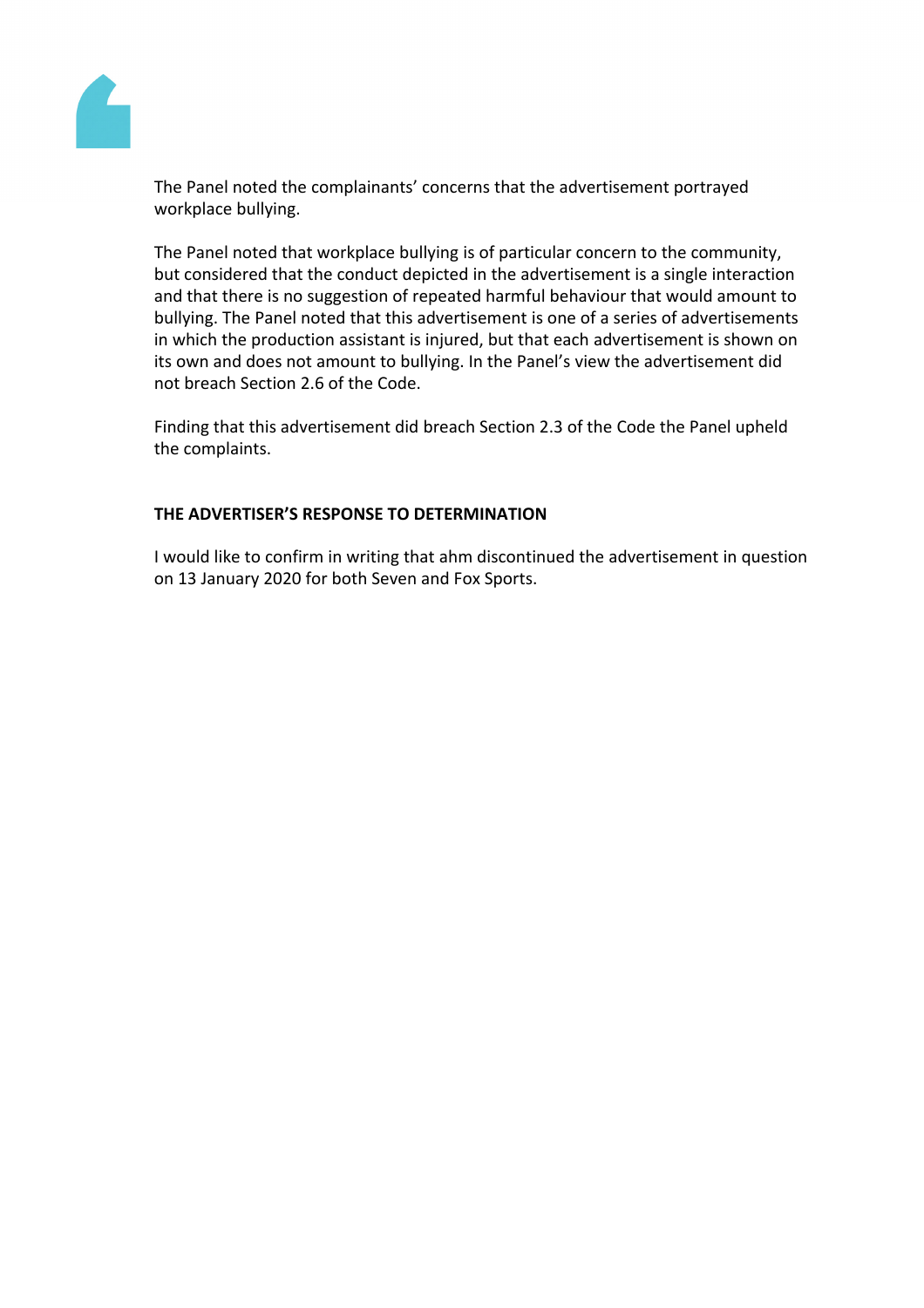The Panel noted the complainants' concerns that the advertisement portrayed workplace bullying.

The Panel noted that workplace bullying is of particular concern to the community, but considered that the conduct depicted in the advertisement is a single interaction and that there is no suggestion of repeated harmful behaviour that would amount to bullying. The Panel noted that this advertisement is one of a series of advertisements in which the production assistant is injured, but that each advertisement is shown on its own and does not amount to bullying. In the Panel's view the advertisement did not breach Section 2.6 of the Code.

Finding that this advertisement did breach Section 2.3 of the Code the Panel upheld the complaints.

**THE ADVERTISER'S RESPONSE TO DETERMINATION**

I would like to confirm in writing that ahm discontinued the advertisement in question on 13 January 2020 for both Seven and Fox Sports.